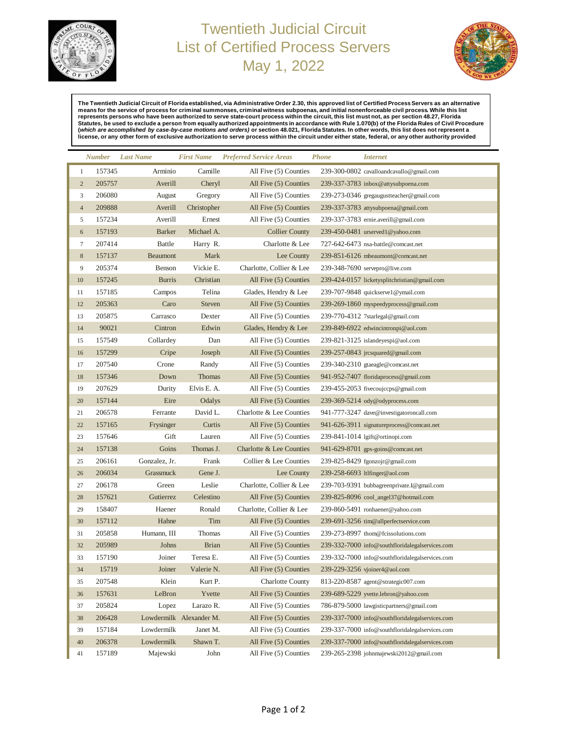# Twentieth Judicial Circuit
# List of Certified Process Servers
# May 1, 2022

**The Twentieth Judicial Circuit of Florida established, via Administrative Order 2.30, this approved list of Certified Process Servers as an alternative means for the service of process for criminal summonses, criminal witness subpoenas, and initial nonenforceable civil process. While this list represents persons who have been authorized to serve state-court process within the circuit, this list must not, as per section 48.27, Florida Statutes, be used to exclude a person from equally authorized appointments in accordance with Rule 1.070(b) of the Florida Rules of Civil Procedure (*which are accomplished by case-by-case motions and orders*) or section 48.021, Florida Statutes. In other words, this list does not represent a license, or any other form of exclusive authorization to serve process within the circuit under either state, federal, or any other authority provided**

| | *Number* | *Last Name* | *First Name* | *Preferred Service Areas* | *Phone* | *Internet* |
|---|---|---|---|---|---|---|
| 1 | 157345 | Arminio | Camille | All Five (5) Counties | 239-300-0802 | cavalloandcavallo@gmail.com |
| 2 | 205757 | Averill | Cheryl | All Five (5) Counties | 239-337-3783 | inbox@attysubpoena.com |
| 3 | 206080 | August | Gregory | All Five (5) Counties | 239-273-0346 | gregaugustteacher@gmail.com |
| 4 | 209888 | Averill | Christopher | All Five (5) Counties | 239-337-3783 | attysubpoena@gmail.com |
| 5 | 157234 | Averill | Ernest | All Five (5) Counties | 239-337-3783 | ernie.averill@gmail.com |
| 6 | 157193 | Barker | Michael A. | Collier County | 239-450-0481 | urserved1@yahoo.com |
| 7 | 207414 | Battle | Harry R. | Charlotte & Lee | 727-642-6473 | nsa-battle@comcast.net |
| 8 | 157137 | Beaumont | Mark | Lee County | 239-851-6126 | mbeaumont@comcast.net |
| 9 | 205374 | Benson | Vickie E. | Charlotte, Collier & Lee | 239-348-7690 | servepro@live.com |
| 10 | 157245 | Burris | Christian | All Five (5) Counties | 239-424-0157 | licketysplitchristian@gmail.com |
| 11 | 157185 | Campos | Telina | Glades, Hendry & Lee | 239-707-9848 | quickserve1@ymail.com |
| 12 | 205363 | Caro | Steven | All Five (5) Counties | 239-269-1860 | myspeedyprocess@gmail.com |
| 13 | 205875 | Carrasco | Dexter | All Five (5) Counties | 239-770-4312 | 7starlegal@gmail.com |
| 14 | 90021 | Cintron | Edwin | Glades, Hendry & Lee | 239-849-6922 | edwincintronpi@aol.com |
| 15 | 157549 | Collardey | Dan | All Five (5) Counties | 239-821-3125 | islandeyespi@aol.com |
| 16 | 157299 | Cripe | Joseph | All Five (5) Counties | 239-257-0843 | jrcsquared@gmail.com |
| 17 | 207540 | Crone | Randy | All Five (5) Counties | 239-340-2310 | gtaeagle@comcast.net |
| 18 | 157346 | Down | Thomas | All Five (5) Counties | 941-952-7407 | floridaprocess@gmail.com |
| 19 | 207629 | Durity | Elvis E. A. | All Five (5) Counties | 239-455-2053 | fivecoujccps@gmail.com |
| 20 | 157144 | Eire | Odalys | All Five (5) Counties | 239-369-5214 | ody@odyprocess.com |
| 21 | 206578 | Ferrante | David L. | Charlotte & Lee Counties | 941-777-3247 | dave@investigatoroncall.com |
| 22 | 157165 | Frysinger | Curtis | All Five (5) Counties | 941-626-3911 | signatureprocess@comcast.net |
| 23 | 157646 | Gift | Lauren | All Five (5) Counties | 239-841-1014 | lgift@ortinopi.com |
| 24 | 157138 | Goins | Thomas J. | Charlotte & Lee Counties | 941-629-8701 | gps-goins@comcast.net |
| 25 | 206161 | Gonzalez, Jr. | Frank | Collier & Lee Counties | 239-825-8429 | fgonzojr@gmail.com |
| 26 | 206034 | Grassmuck | Gene J. | Lee County | 239-258-6693 | ltlfinger@aol.com |
| 27 | 206178 | Green | Leslie | Charlotte, Collier & Lee | 239-703-9391 | bubbagreenprivate.l@gmail.com |
| 28 | 157621 | Gutierrez | Celestino | All Five (5) Counties | 239-825-8096 | cool_angel37@hotmail.com |
| 29 | 158407 | Haener | Ronald | Charlotte, Collier & Lee | 239-860-5491 | ronhaener@yahoo.com |
| 30 | 157112 | Hahne | Tim | All Five (5) Counties | 239-691-3256 | tim@allperfectservice.com |
| 31 | 205858 | Humann, III | Thomas | All Five (5) Counties | 239-273-8997 | thom@fcissolutions.com |
| 32 | 205989 | Johns | Brian | All Five (5) Counties | 239-332-7000 | info@southfloridalegalservices.com |
| 33 | 157190 | Joiner | Teresa E. | All Five (5) Counties | 239-332-7000 | info@southfloridalegalservices.com |
| 34 | 15719 | Joiner | Valerie N. | All Five (5) Counties | 239-229-3256 | vjoiner4@aol.com |
| 35 | 207548 | Klein | Kurt P. | Charlotte County | 813-220-8587 | agent@strategic007.com |
| 36 | 157631 | LeBron | Yvette | All Five (5) Counties | 239-689-5229 | yvette.lebron@yahoo.com |
| 37 | 205824 | Lopez | Larazo R. | All Five (5) Counties | 786-879-5000 | lawgisticpartners@gmail.com |
| 38 | 206428 | Lowdermilk | Alexander M. | All Five (5) Counties | 239-337-7000 | info@southfloridalegalservices.com |
| 39 | 157184 | Lowdermilk | Janet M. | All Five (5) Counties | 239-337-7000 | info@southfloridalegalservices.com |
| 40 | 206378 | Lowdermilk | Shawn T. | All Five (5) Counties | 239-337-7000 | info@southfloridalegalservices.com |
| 41 | 157189 | Majewski | John | All Five (5) Counties | 239-265-2398 | johnmajewski2012@gmail.com |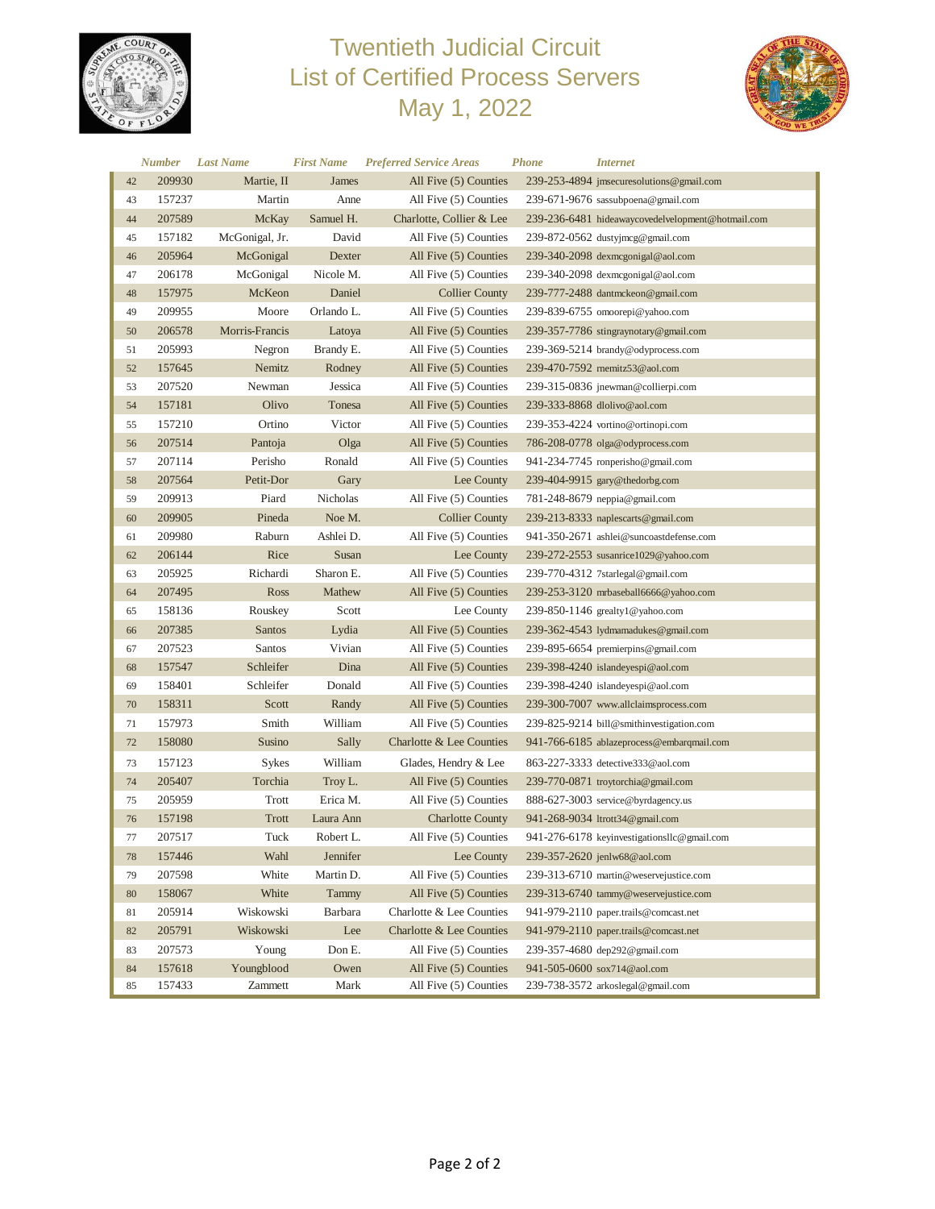# Twentieth Judicial Circuit
# List of Certified Process Servers
# May 1, 2022

| | Number | Last Name | First Name | Preferred Service Areas | Phone | Internet |
|---|---|---|---|---|---|---|
| 42 | 209930 | Martie, II | James | All Five (5) Counties | 239-253-4894 | jmsecuresolutions@gmail.com |
| 43 | 157237 | Martin | Anne | All Five (5) Counties | 239-671-9676 | sassubpoena@gmail.com |
| 44 | 207589 | McKay | Samuel H. | Charlotte, Collier & Lee | 239-236-6481 | hideawaycovedelvelopment@hotmail.com |
| 45 | 157182 | McGonigal, Jr. | David | All Five (5) Counties | 239-872-0562 | dustyjmcg@gmail.com |
| 46 | 205964 | McGonigal | Dexter | All Five (5) Counties | 239-340-2098 | dexmcgonigal@aol.com |
| 47 | 206178 | McGonigal | Nicole M. | All Five (5) Counties | 239-340-2098 | dexmcgonigal@aol.com |
| 48 | 157975 | McKeon | Daniel | Collier County | 239-777-2488 | dantmckeon@gmail.com |
| 49 | 209955 | Moore | Orlando L. | All Five (5) Counties | 239-839-6755 | omoorepi@yahoo.com |
| 50 | 206578 | Morris-Francis | Latoya | All Five (5) Counties | 239-357-7786 | stingraynotary@gmail.com |
| 51 | 205993 | Negron | Brandy E. | All Five (5) Counties | 239-369-5214 | brandy@odyprocess.com |
| 52 | 157645 | Nemitz | Rodney | All Five (5) Counties | 239-470-7592 | rnemitz53@aol.com |
| 53 | 207520 | Newman | Jessica | All Five (5) Counties | 239-315-0836 | jnewman@collierpi.com |
| 54 | 157181 | Olivo | Tonesa | All Five (5) Counties | 239-333-8868 | dlolivo@aol.com |
| 55 | 157210 | Ortino | Victor | All Five (5) Counties | 239-353-4224 | vortino@ortinopi.com |
| 56 | 207514 | Pantoja | Olga | All Five (5) Counties | 786-208-0778 | olga@odyprocess.com |
| 57 | 207114 | Perisho | Ronald | All Five (5) Counties | 941-234-7745 | ronperisho@gmail.com |
| 58 | 207564 | Petit-Dor | Gary | Lee County | 239-404-9915 | gary@thedorbg.com |
| 59 | 209913 | Piard | Nicholas | All Five (5) Counties | 781-248-8679 | neppia@gmail.com |
| 60 | 209905 | Pineda | Noe M. | Collier County | 239-213-8333 | naplescarts@gmail.com |
| 61 | 209980 | Raburn | Ashlei D. | All Five (5) Counties | 941-350-2671 | ashlei@suncoastdefense.com |
| 62 | 206144 | Rice | Susan | Lee County | 239-272-2553 | susanrice1029@yahoo.com |
| 63 | 205925 | Richardi | Sharon E. | All Five (5) Counties | 239-770-4312 | 7starlegal@gmail.com |
| 64 | 207495 | Ross | Mathew | All Five (5) Counties | 239-253-3120 | mrbaseball6666@yahoo.com |
| 65 | 158136 | Rouskey | Scott | Lee County | 239-850-1146 | grealty1@yahoo.com |
| 66 | 207385 | Santos | Lydia | All Five (5) Counties | 239-362-4543 | lydmamadukes@gmail.com |
| 67 | 207523 | Santos | Vivian | All Five (5) Counties | 239-895-6654 | premierpins@gmail.com |
| 68 | 157547 | Schleifer | Dina | All Five (5) Counties | 239-398-4240 | islandeyespi@aol.com |
| 69 | 158401 | Schleifer | Donald | All Five (5) Counties | 239-398-4240 | islandeyespi@aol.com |
| 70 | 158311 | Scott | Randy | All Five (5) Counties | 239-300-7007 | www.allclaimsprocess.com |
| 71 | 157973 | Smith | William | All Five (5) Counties | 239-825-9214 | bill@smithinvestigation.com |
| 72 | 158080 | Susino | Sally | Charlotte & Lee Counties | 941-766-6185 | ablazeprocess@embarqmail.com |
| 73 | 157123 | Sykes | William | Glades, Hendry & Lee | 863-227-3333 | detective333@aol.com |
| 74 | 205407 | Torchia | Troy L. | All Five (5) Counties | 239-770-0871 | troytorchia@gmail.com |
| 75 | 205959 | Trott | Erica M. | All Five (5) Counties | 888-627-3003 | service@byrdagency.us |
| 76 | 157198 | Trott | Laura Ann | Charlotte County | 941-268-9034 | ltrott34@gmail.com |
| 77 | 207517 | Tuck | Robert L. | All Five (5) Counties | 941-276-6178 | keyinvestigationsllc@gmail.com |
| 78 | 157446 | Wahl | Jennifer | Lee County | 239-357-2620 | jenlw68@aol.com |
| 79 | 207598 | White | Martin D. | All Five (5) Counties | 239-313-6710 | martin@weservejustice.com |
| 80 | 158067 | White | Tammy | All Five (5) Counties | 239-313-6740 | tammy@weservejustice.com |
| 81 | 205914 | Wiskowski | Barbara | Charlotte & Lee Counties | 941-979-2110 | paper.trails@comcast.net |
| 82 | 205791 | Wiskowski | Lee | Charlotte & Lee Counties | 941-979-2110 | paper.trails@comcast.net |
| 83 | 207573 | Young | Don E. | All Five (5) Counties | 239-357-4680 | dep292@gmail.com |
| 84 | 157618 | Youngblood | Owen | All Five (5) Counties | 941-505-0600 | sox714@aol.com |
| 85 | 157433 | Zammett | Mark | All Five (5) Counties | 239-738-3572 | arkoslegal@gmail.com |